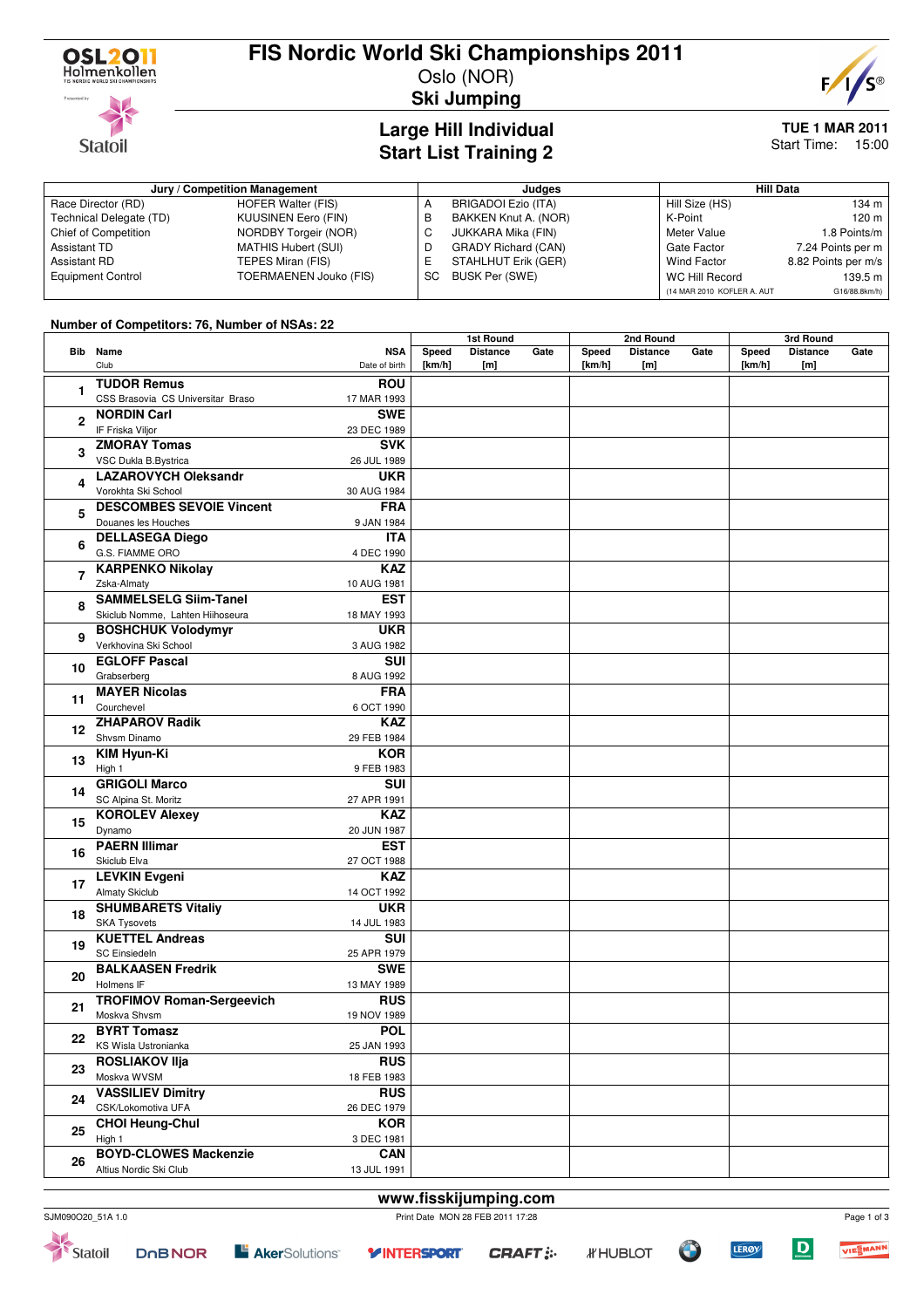# FIS Nordic World Ski Championships 2011

Oslo (NOR)

**Ski Jumping**

## Large Hill Individual
## Start List Training 2

**TUE 1 MAR 2011**
Start Time: 15:00

| Jury / Competition Management | | Judges | | Hill Data | |
|---|---|---|---|---|---|
| Race Director (RD) | HOFER Walter (FIS) | A | BRIGADOI Ezio (ITA) | Hill Size (HS) | 134 m |
| Technical Delegate (TD) | KUUSINEN Eero (FIN) | B | BAKKEN Knut A. (NOR) | K-Point | 120 m |
| Chief of Competition | NORDBY Torgeir (NOR) | C | JUKKARA Mika (FIN) | Meter Value | 1.8 Points/m |
| Assistant TD | MATHIS Hubert (SUI) | D | GRADY Richard (CAN) | Gate Factor | 7.24 Points per m |
| Assistant RD | TEPES Miran (FIS) | E | STAHLHUT Erik (GER) | Wind Factor | 8.82 Points per m/s |
| Equipment Control | TOERMAENEN Jouko (FIS) | SC | BUSK Per (SWE) | WC Hill Record (14 MAR 2010 KOFLER A. AUT G16/88.8km/h) | 139.5 m |

**Number of Competitors: 76, Number of NSAs: 22**

| Bib | Name / Club | NSA / Date of birth | 1st Round Speed [km/h] | 1st Round Distance [m] | 1st Round Gate | 2nd Round Speed [km/h] | 2nd Round Distance [m] | 2nd Round Gate | 3rd Round Speed [km/h] | 3rd Round Distance [m] | 3rd Round Gate |
|---|---|---|---|---|---|---|---|---|---|---|---|
| 1 | **TUDOR Remus** CSS Brasovia CS Universitar Braso | **ROU** 17 MAR 1993 | | | | | | | | | |
| 2 | **NORDIN Carl** IF Friska Viljor | **SWE** 23 DEC 1989 | | | | | | | | | |
| 3 | **ZMORAY Tomas** VSC Dukla B.Bystrica | **SVK** 26 JUL 1989 | | | | | | | | | |
| 4 | **LAZAROVYCH Oleksandr** Vorokhta Ski School | **UKR** 30 AUG 1984 | | | | | | | | | |
| 5 | **DESCOMBES SEVOIE Vincent** Douanes les Houches | **FRA** 9 JAN 1984 | | | | | | | | | |
| 6 | **DELLASEGA Diego** G.S. FIAMME ORO | **ITA** 4 DEC 1990 | | | | | | | | | |
| 7 | **KARPENKO Nikolay** Zska-Almaty | **KAZ** 10 AUG 1981 | | | | | | | | | |
| 8 | **SAMMELSELG Siim-Tanel** Skiclub Nomme, Lahten Hiihoseura | **EST** 18 MAY 1993 | | | | | | | | | |
| 9 | **BOSHCHUK Volodymyr** Verkhovina Ski School | **UKR** 3 AUG 1982 | | | | | | | | | |
| 10 | **EGLOFF Pascal** Grabserberg | **SUI** 8 AUG 1992 | | | | | | | | | |
| 11 | **MAYER Nicolas** Courchevel | **FRA** 6 OCT 1990 | | | | | | | | | |
| 12 | **ZHAPAROV Radik** Shvsm Dinamo | **KAZ** 29 FEB 1984 | | | | | | | | | |
| 13 | **KIM Hyun-Ki** High 1 | **KOR** 9 FEB 1983 | | | | | | | | | |
| 14 | **GRIGOLI Marco** SC Alpina St. Moritz | **SUI** 27 APR 1991 | | | | | | | | | |
| 15 | **KOROLEV Alexey** Dynamo | **KAZ** 20 JUN 1987 | | | | | | | | | |
| 16 | **PAERN Illimar** Skiclub Elva | **EST** 27 OCT 1988 | | | | | | | | | |
| 17 | **LEVKIN Evgeni** Almaty Skiclub | **KAZ** 14 OCT 1992 | | | | | | | | | |
| 18 | **SHUMBARETS Vitaliy** SKA Tysovets | **UKR** 14 JUL 1983 | | | | | | | | | |
| 19 | **KUETTEL Andreas** SC Einsiedeln | **SUI** 25 APR 1979 | | | | | | | | | |
| 20 | **BALKAASEN Fredrik** Holmens IF | **SWE** 13 MAY 1989 | | | | | | | | | |
| 21 | **TROFIMOV Roman-Sergeevich** Moskva Shvsm | **RUS** 19 NOV 1989 | | | | | | | | | |
| 22 | **BYRT Tomasz** KS Wisla Ustronianka | **POL** 25 JAN 1993 | | | | | | | | | |
| 23 | **ROSLIAKOV Ilja** Moskva WVSM | **RUS** 18 FEB 1983 | | | | | | | | | |
| 24 | **VASSILIEV Dimitry** CSK/Lokomotiva UFA | **RUS** 26 DEC 1979 | | | | | | | | | |
| 25 | **CHOI Heung-Chul** High 1 | **KOR** 3 DEC 1981 | | | | | | | | | |
| 26 | **BOYD-CLOWES Mackenzie** Altius Nordic Ski Club | **CAN** 13 JUL 1991 | | | | | | | | | |

www.fisskijumping.com

SJM090O20_51A 1.0 — Print Date MON 28 FEB 2011 17:28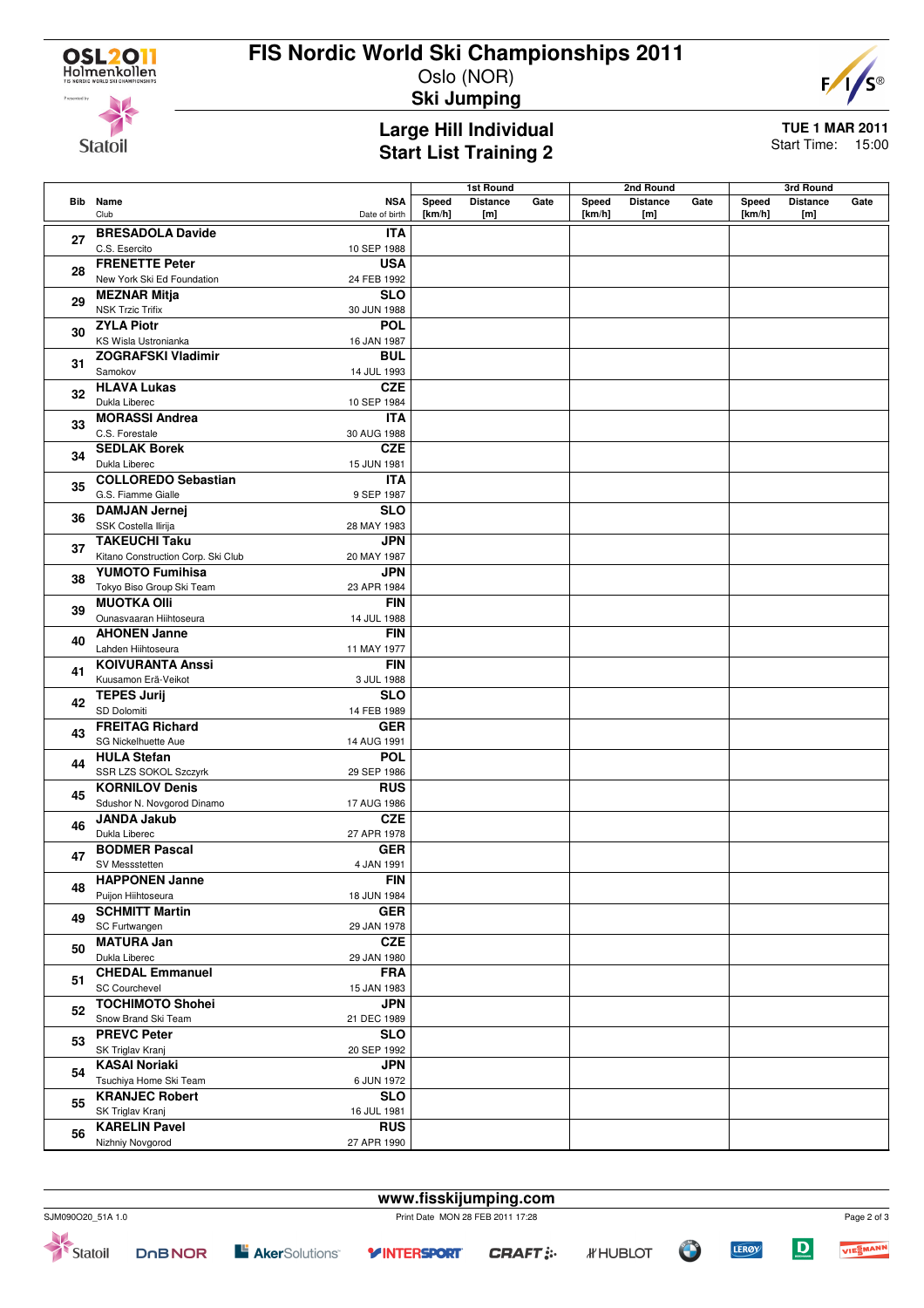# FIS Nordic World Ski Championships 2011

Oslo (NOR)

## Ski Jumping

### Large Hill Individual
### Start List Training 2

TUE 1 MAR 2011
Start Time: 15:00

| Bib | Name / Club | NSA / Date of birth | 1st Round Speed [km/h] | 1st Round Distance [m] | 1st Round Gate | 2nd Round Speed [km/h] | 2nd Round Distance [m] | 2nd Round Gate | 3rd Round Speed [km/h] | 3rd Round Distance [m] | 3rd Round Gate |
|---|---|---|---|---|---|---|---|---|---|---|---|
| 27 | **BRESADOLA Davide** C.S. Esercito | **ITA** 10 SEP 1988 | | | | | | | | | |
| 28 | **FRENETTE Peter** New York Ski Ed Foundation | **USA** 24 FEB 1992 | | | | | | | | | |
| 29 | **MEZNAR Mitja** NSK Trzic Trifix | **SLO** 30 JUN 1988 | | | | | | | | | |
| 30 | **ZYLA Piotr** KS Wisla Ustronianka | **POL** 16 JAN 1987 | | | | | | | | | |
| 31 | **ZOGRAFSKI Vladimir** Samokov | **BUL** 14 JUL 1993 | | | | | | | | | |
| 32 | **HLAVA Lukas** Dukla Liberec | **CZE** 10 SEP 1984 | | | | | | | | | |
| 33 | **MORASSI Andrea** C.S. Forestale | **ITA** 30 AUG 1988 | | | | | | | | | |
| 34 | **SEDLAK Borek** Dukla Liberec | **CZE** 15 JUN 1981 | | | | | | | | | |
| 35 | **COLLOREDO Sebastian** G.S. Fiamme Gialle | **ITA** 9 SEP 1987 | | | | | | | | | |
| 36 | **DAMJAN Jernej** SSK Costella Ilirija | **SLO** 28 MAY 1983 | | | | | | | | | |
| 37 | **TAKEUCHI Taku** Kitano Construction Corp. Ski Club | **JPN** 20 MAY 1987 | | | | | | | | | |
| 38 | **YUMOTO Fumihisa** Tokyo Biso Group Ski Team | **JPN** 23 APR 1984 | | | | | | | | | |
| 39 | **MUOTKA Olli** Ounasvaaran Hiihtoseura | **FIN** 14 JUL 1988 | | | | | | | | | |
| 40 | **AHONEN Janne** Lahden Hiihtoseura | **FIN** 11 MAY 1977 | | | | | | | | | |
| 41 | **KOIVURANTA Anssi** Kuusamon Erä-Veikot | **FIN** 3 JUL 1988 | | | | | | | | | |
| 42 | **TEPES Jurij** SD Dolomiti | **SLO** 14 FEB 1989 | | | | | | | | | |
| 43 | **FREITAG Richard** SG Nickelhuette Aue | **GER** 14 AUG 1991 | | | | | | | | | |
| 44 | **HULA Stefan** SSR LZS SOKOL Szczyrk | **POL** 29 SEP 1986 | | | | | | | | | |
| 45 | **KORNILOV Denis** Sdushor N. Novgorod Dinamo | **RUS** 17 AUG 1986 | | | | | | | | | |
| 46 | **JANDA Jakub** Dukla Liberec | **CZE** 27 APR 1978 | | | | | | | | | |
| 47 | **BODMER Pascal** SV Messstetten | **GER** 4 JAN 1991 | | | | | | | | | |
| 48 | **HAPPONEN Janne** Puijon Hiihtoseura | **FIN** 18 JUN 1984 | | | | | | | | | |
| 49 | **SCHMITT Martin** SC Furtwangen | **GER** 29 JAN 1978 | | | | | | | | | |
| 50 | **MATURA Jan** Dukla Liberec | **CZE** 29 JAN 1980 | | | | | | | | | |
| 51 | **CHEDAL Emmanuel** SC Courchevel | **FRA** 15 JAN 1983 | | | | | | | | | |
| 52 | **TOCHIMOTO Shohei** Snow Brand Ski Team | **JPN** 21 DEC 1989 | | | | | | | | | |
| 53 | **PREVC Peter** SK Triglav Kranj | **SLO** 20 SEP 1992 | | | | | | | | | |
| 54 | **KASAI Noriaki** Tsuchiya Home Ski Team | **JPN** 6 JUN 1972 | | | | | | | | | |
| 55 | **KRANJEC Robert** SK Triglav Kranj | **SLO** 16 JUL 1981 | | | | | | | | | |
| 56 | **KARELIN Pavel** Nizhniy Novgorod | **RUS** 27 APR 1990 | | | | | | | | | |

www.fisskijumping.com

SJM090O20_51A 1.0 Print Date MON 28 FEB 2011 17:28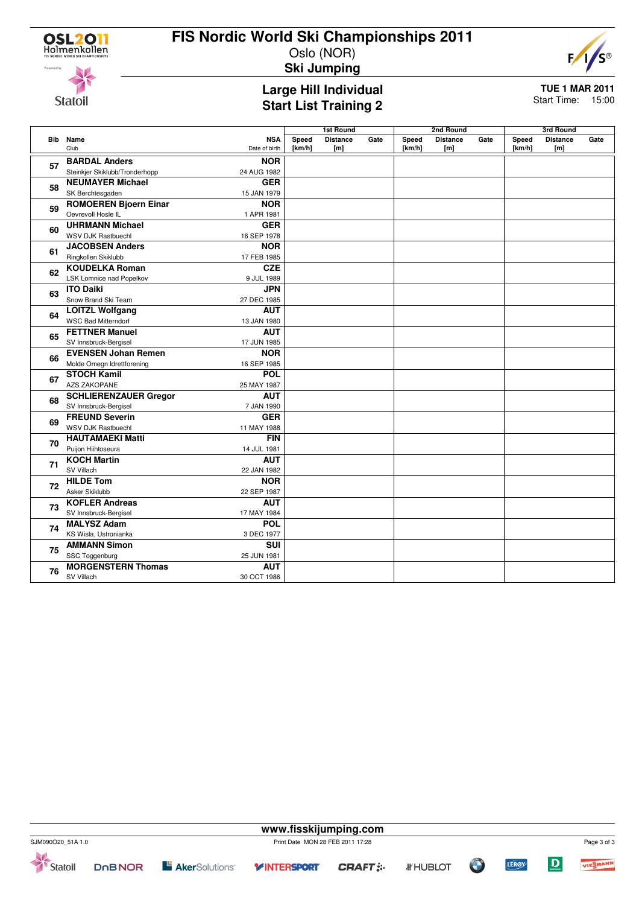# FIS Nordic World Ski Championships 2011

Oslo (NOR)

## Ski Jumping

### Large Hill Individual
### Start List Training 2

TUE 1 MAR 2011
Start Time: 15:00

| Bib | Name / Club | NSA / Date of birth | 1st Round Speed [km/h] | 1st Round Distance [m] | 1st Round Gate | 2nd Round Speed [km/h] | 2nd Round Distance [m] | 2nd Round Gate | 3rd Round Speed [km/h] | 3rd Round Distance [m] | 3rd Round Gate |
|---|---|---|---|---|---|---|---|---|---|---|---|
| 57 | **BARDAL Anders** Steinkjer Skiklubb/Tronderhopp | **NOR** 24 AUG 1982 | | | | | | | | | |
| 58 | **NEUMAYER Michael** SK Berchtesgaden | **GER** 15 JAN 1979 | | | | | | | | | |
| 59 | **ROMOEREN Bjoern Einar** Oevrevoll Hosle IL | **NOR** 1 APR 1981 | | | | | | | | | |
| 60 | **UHRMANN Michael** WSV DJK Rastbuechl | **GER** 16 SEP 1978 | | | | | | | | | |
| 61 | **JACOBSEN Anders** Ringkollen Skiklubb | **NOR** 17 FEB 1985 | | | | | | | | | |
| 62 | **KOUDELKA Roman** LSK Lomnice nad Popelkov | **CZE** 9 JUL 1989 | | | | | | | | | |
| 63 | **ITO Daiki** Snow Brand Ski Team | **JPN** 27 DEC 1985 | | | | | | | | | |
| 64 | **LOITZL Wolfgang** WSC Bad Mitterndorf | **AUT** 13 JAN 1980 | | | | | | | | | |
| 65 | **FETTNER Manuel** SV Innsbruck-Bergisel | **AUT** 17 JUN 1985 | | | | | | | | | |
| 66 | **EVENSEN Johan Remen** Molde Omegn Idrettforening | **NOR** 16 SEP 1985 | | | | | | | | | |
| 67 | **STOCH Kamil** AZS ZAKOPANE | **POL** 25 MAY 1987 | | | | | | | | | |
| 68 | **SCHLIERENZAUER Gregor** SV Innsbruck-Bergisel | **AUT** 7 JAN 1990 | | | | | | | | | |
| 69 | **FREUND Severin** WSV DJK Rastbuechl | **GER** 11 MAY 1988 | | | | | | | | | |
| 70 | **HAUTAMAEKI Matti** Puijon Hiihtoseura | **FIN** 14 JUL 1981 | | | | | | | | | |
| 71 | **KOCH Martin** SV Villach | **AUT** 22 JAN 1982 | | | | | | | | | |
| 72 | **HILDE Tom** Asker Skiklubb | **NOR** 22 SEP 1987 | | | | | | | | | |
| 73 | **KOFLER Andreas** SV Innsbruck-Bergisel | **AUT** 17 MAY 1984 | | | | | | | | | |
| 74 | **MALYSZ Adam** KS Wisla, Ustronianka | **POL** 3 DEC 1977 | | | | | | | | | |
| 75 | **AMMANN Simon** SSC Toggenburg | **SUI** 25 JUN 1981 | | | | | | | | | |
| 76 | **MORGENSTERN Thomas** SV Villach | **AUT** 30 OCT 1986 | | | | | | | | | |

www.fisskijumping.com

SJM090O20_51A 1.0 — Print Date MON 28 FEB 2011 17:28